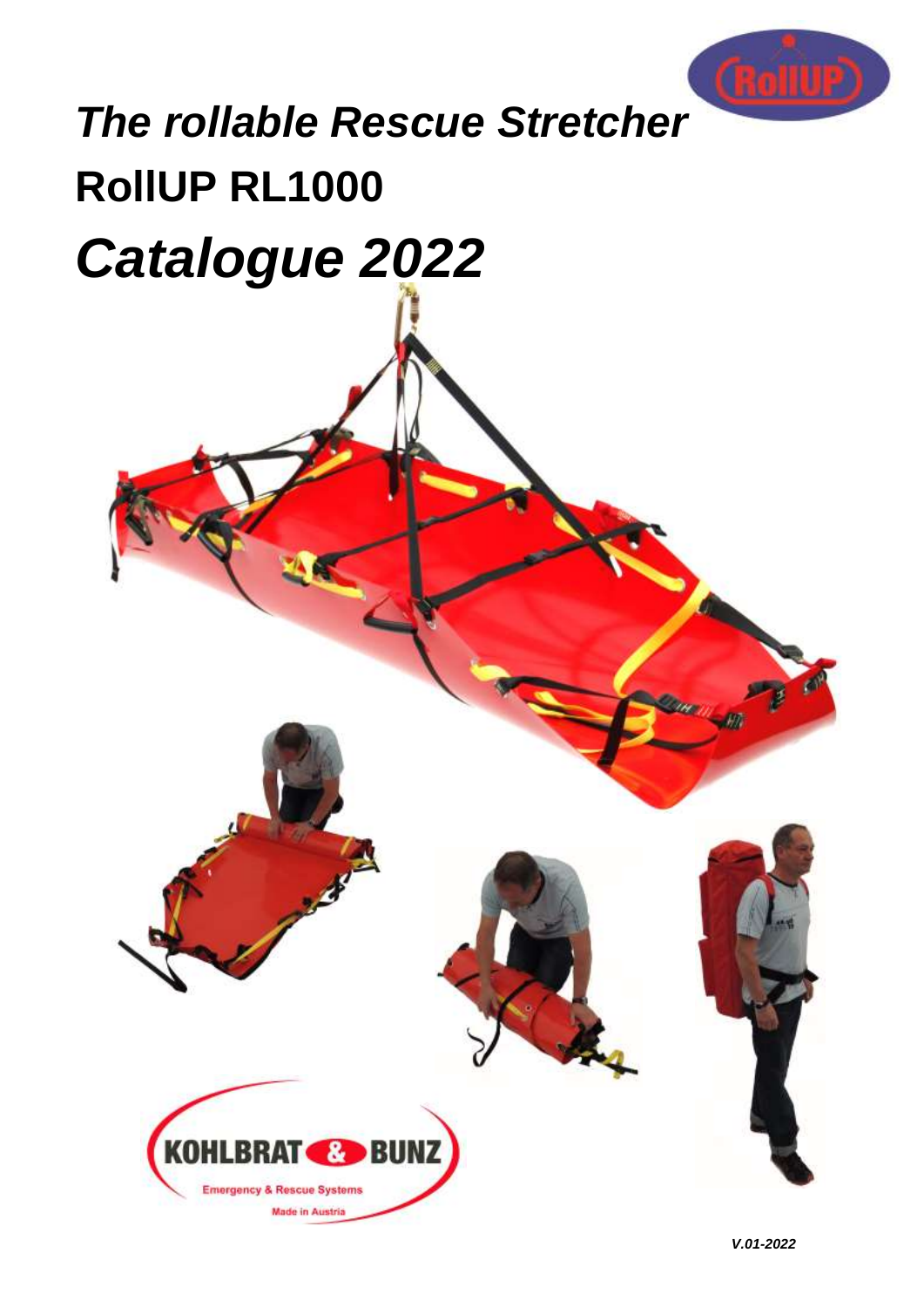# *The rollable Rescue Stretcher*

# RollUP RL1000

# *Catalogue 2022*

KOHLBRAT & BUNZ

Emergency & Rescue Systems

Made in Austria

*V.01-2022*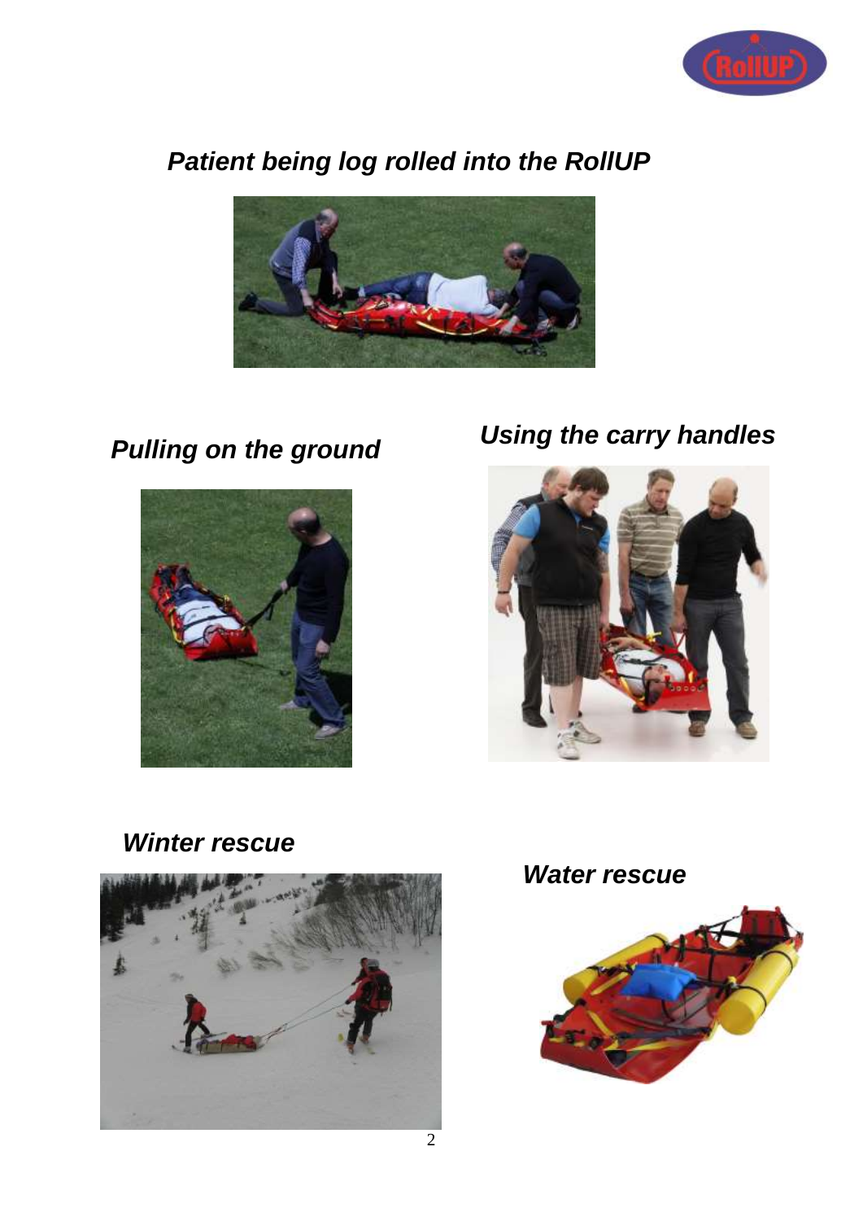### *Patient being log rolled into the RollUP*

### *Pulling on the ground*

### *Using the carry handles*

### *Winter rescue*

### *Water rescue*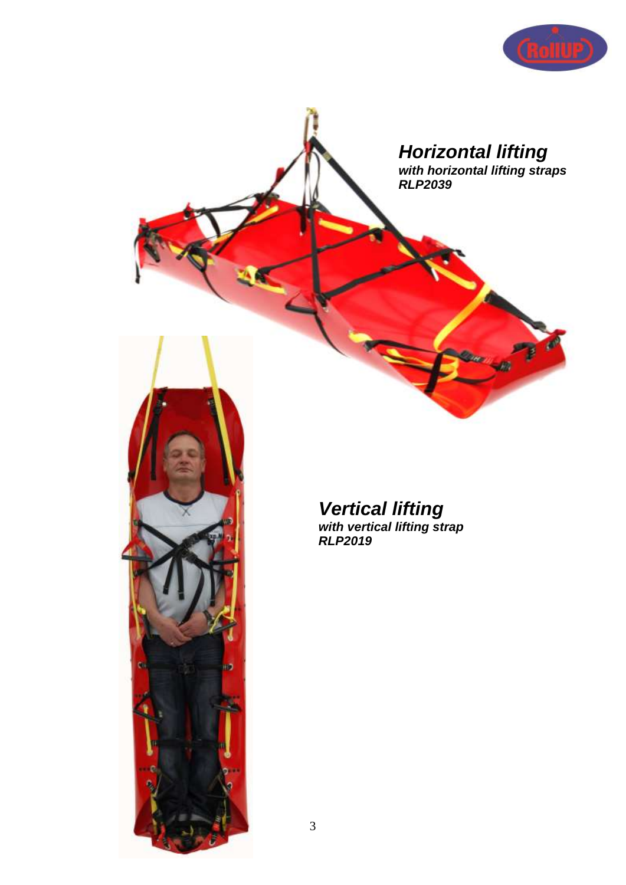## *Horizontal lifting*

***with horizontal lifting straps***
***RLP2039***

## *Vertical lifting*

***with vertical lifting strap***
***RLP2019***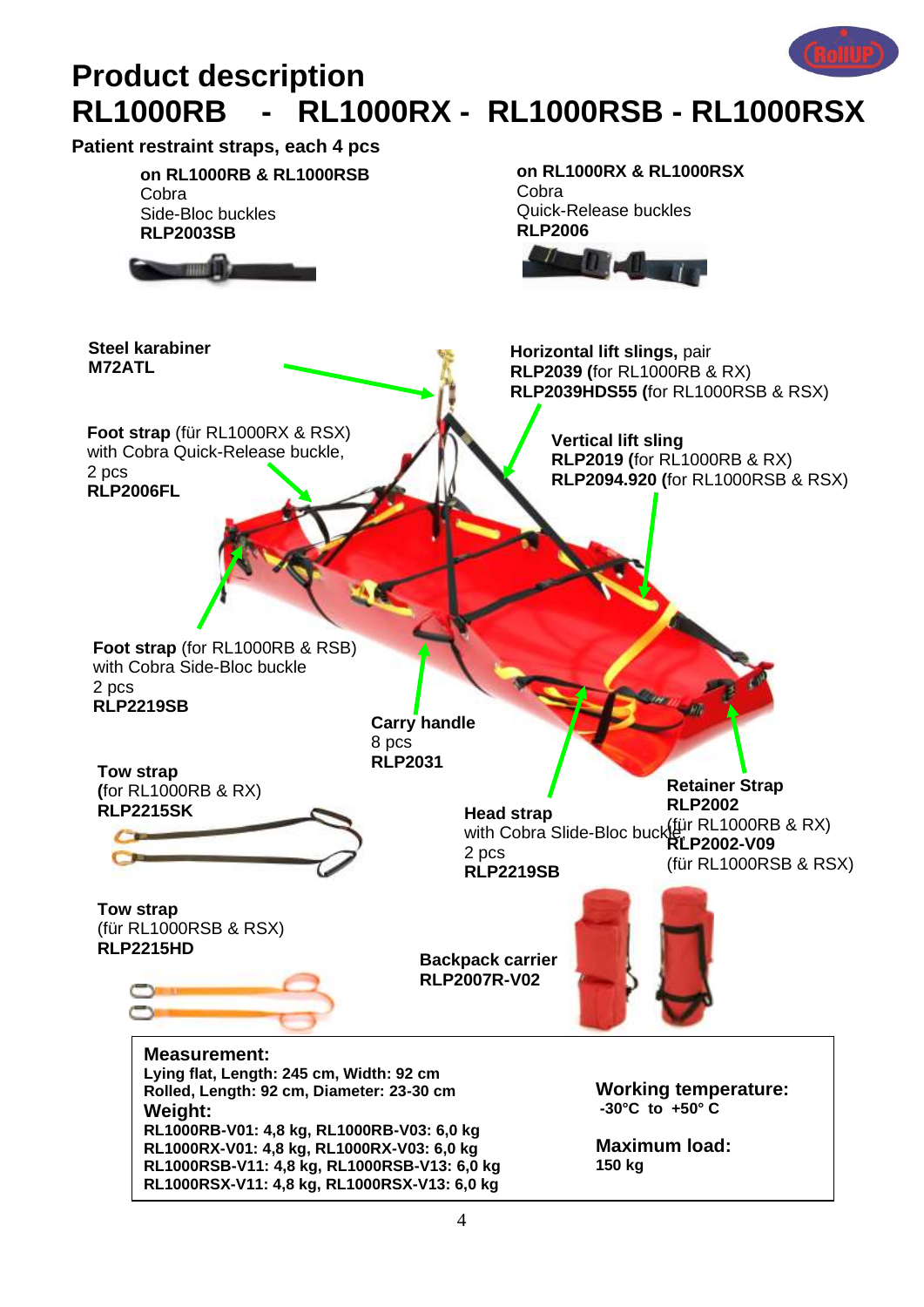# Product description

# RL1000RB - RL1000RX - RL1000RSB - RL1000RSX

**Patient restraint straps, each 4 pcs**

**on RL1000RB & RL1000RSB**
Cobra
Side-Bloc buckles
**RLP2003SB**

**on RL1000RX & RL1000RSX**
Cobra
Quick-Release buckles
**RLP2006**

**Steel karabiner**
**M72ATL**

**Horizontal lift slings,** pair
**RLP2039 (**for RL1000RB & RX)
**RLP2039HDS55 (**for RL1000RSB & RSX)

**Foot strap** (für RL1000RX & RSX)
with Cobra Quick-Release buckle,
2 pcs
**RLP2006FL**

**Vertical lift sling**
**RLP2019 (**for RL1000RB & RX)
**RLP2094.920 (**for RL1000RSB & RSX)

**Foot strap** (for RL1000RB & RSB)
with Cobra Side-Bloc buckle
2 pcs
**RLP2219SB**

**Carry handle**
8 pcs
**RLP2031**

**Tow strap**
**(**for RL1000RB & RX)
**RLP2215SK**

**Head strap**
with Cobra Slide-Bloc buckle,
2 pcs
**RLP2219SB**

**Retainer Strap**
**RLP2002**
(für RL1000RB & RX)
**RLP2002-V09**
(für RL1000RSB & RSX)

**Tow strap**
(für RL1000RSB & RSX)
**RLP2215HD**

**Backpack carrier**
**RLP2007R-V02**

**Measurement:**
**Lying flat, Length: 245 cm, Width: 92 cm**
**Rolled, Length: 92 cm, Diameter: 23-30 cm**

**Weight:**
**RL1000RB-V01: 4,8 kg, RL1000RB-V03: 6,0 kg**
**RL1000RX-V01: 4,8 kg, RL1000RX-V03: 6,0 kg**
**RL1000RSB-V11: 4,8 kg, RL1000RSB-V13: 6,0 kg**
**RL1000RSX-V11: 4,8 kg, RL1000RSX-V13: 6,0 kg**

**Working temperature:**
**-30°C to +50° C**

**Maximum load:**
**150 kg**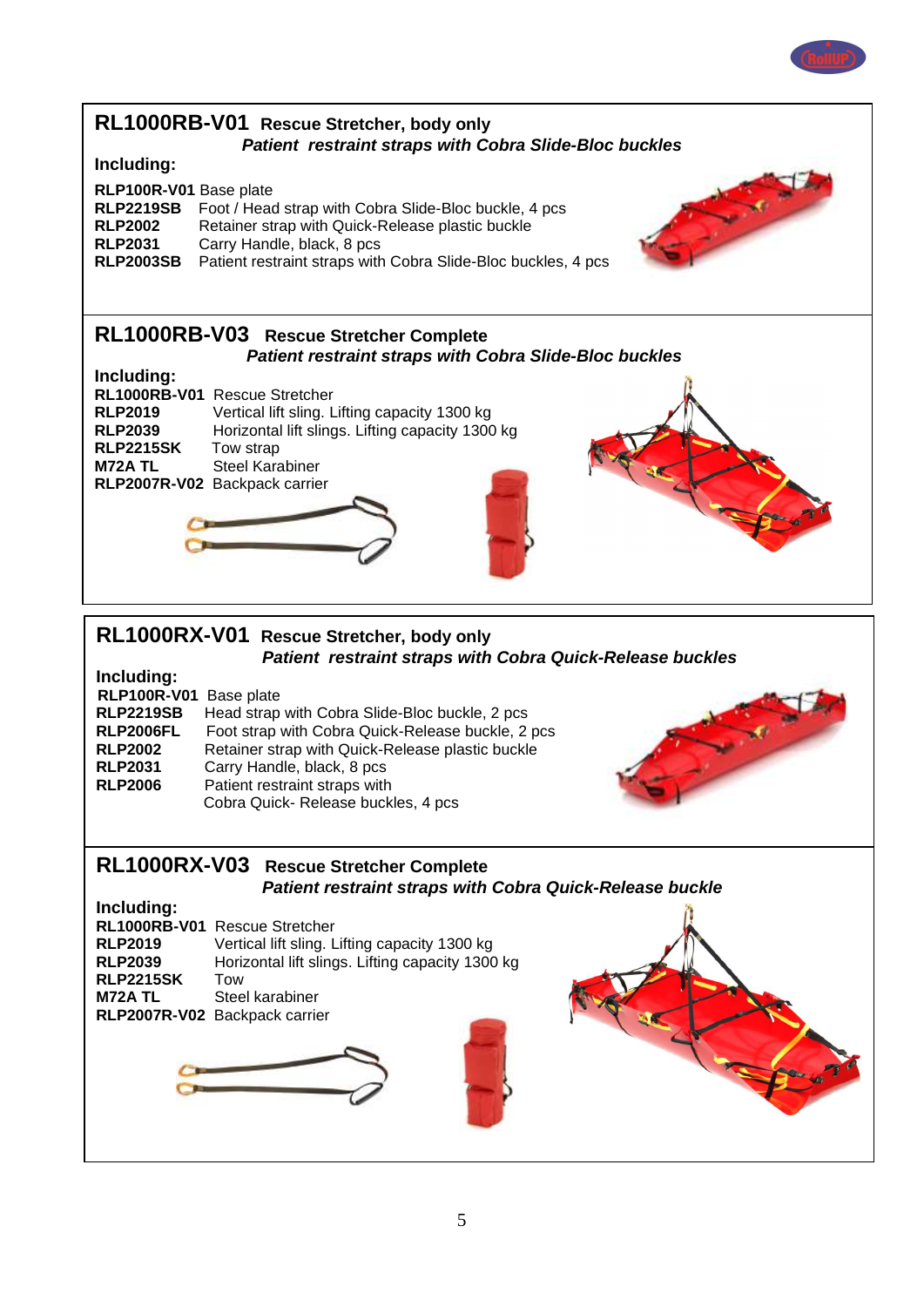## RL1000RB-V01 Rescue Stretcher, body only

***Patient restraint straps with Cobra Slide-Bloc buckles***

**Including:**

| | |
|---|---|
| **RLP100R-V01** | Base plate |
| **RLP2219SB** | Foot / Head strap with Cobra Slide-Bloc buckle, 4 pcs |
| **RLP2002** | Retainer strap with Quick-Release plastic buckle |
| **RLP2031** | Carry Handle, black, 8 pcs |
| **RLP2003SB** | Patient restraint straps with Cobra Slide-Bloc buckles, 4 pcs |

## RL1000RB-V03 Rescue Stretcher Complete

***Patient restraint straps with Cobra Slide-Bloc buckles***

**Including:**

| | |
|---|---|
| **RL1000RB-V01** | Rescue Stretcher |
| **RLP2019** | Vertical lift sling. Lifting capacity 1300 kg |
| **RLP2039** | Horizontal lift slings. Lifting capacity 1300 kg |
| **RLP2215SK** | Tow strap |
| **M72A TL** | Steel Karabiner |
| **RLP2007R-V02** | Backpack carrier |

## RL1000RX-V01 Rescue Stretcher, body only

***Patient restraint straps with Cobra Quick-Release buckles***

**Including:**

| | |
|---|---|
| **RLP100R-V01** | Base plate |
| **RLP2219SB** | Head strap with Cobra Slide-Bloc buckle, 2 pcs |
| **RLP2006FL** | Foot strap with Cobra Quick-Release buckle, 2 pcs |
| **RLP2002** | Retainer strap with Quick-Release plastic buckle |
| **RLP2031** | Carry Handle, black, 8 pcs |
| **RLP2006** | Patient restraint straps with Cobra Quick- Release buckles, 4 pcs |

## RL1000RX-V03 Rescue Stretcher Complete

***Patient restraint straps with Cobra Quick-Release buckle***

**Including:**

| | |
|---|---|
| **RL1000RB-V01** | Rescue Stretcher |
| **RLP2019** | Vertical lift sling. Lifting capacity 1300 kg |
| **RLP2039** | Horizontal lift slings. Lifting capacity 1300 kg |
| **RLP2215SK** | Tow |
| **M72A TL** | Steel karabiner |
| **RLP2007R-V02** | Backpack carrier |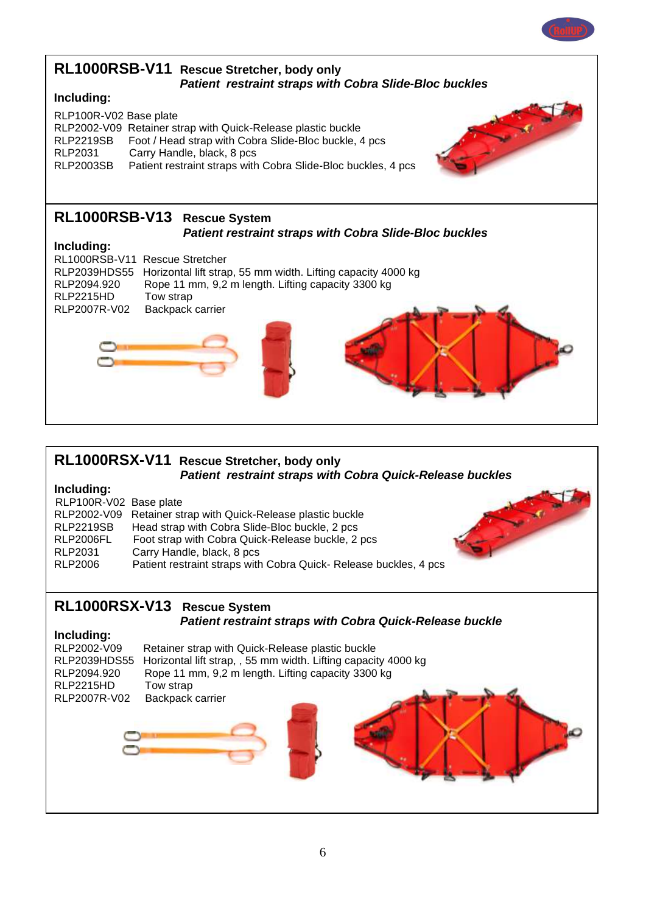## RL1000RSB-V11 Rescue Stretcher, body only

***Patient restraint straps with Cobra Slide-Bloc buckles***

**Including:**

| | |
|---|---|
| RLP100R-V02 | Base plate |
| RLP2002-V09 | Retainer strap with Quick-Release plastic buckle |
| RLP2219SB | Foot / Head strap with Cobra Slide-Bloc buckle, 4 pcs |
| RLP2031 | Carry Handle, black, 8 pcs |
| RLP2003SB | Patient restraint straps with Cobra Slide-Bloc buckles, 4 pcs |

## RL1000RSB-V13 Rescue System

***Patient restraint straps with Cobra Slide-Bloc buckles***

**Including:**

| | |
|---|---|
| RL1000RSB-V11 | Rescue Stretcher |
| RLP2039HDS55 | Horizontal lift strap, 55 mm width. Lifting capacity 4000 kg |
| RLP2094.920 | Rope 11 mm, 9,2 m length. Lifting capacity 3300 kg |
| RLP2215HD | Tow strap |
| RLP2007R-V02 | Backpack carrier |

## RL1000RSX-V11 Rescue Stretcher, body only

***Patient restraint straps with Cobra Quick-Release buckles***

**Including:**

| | |
|---|---|
| RLP100R-V02 | Base plate |
| RLP2002-V09 | Retainer strap with Quick-Release plastic buckle |
| RLP2219SB | Head strap with Cobra Slide-Bloc buckle, 2 pcs |
| RLP2006FL | Foot strap with Cobra Quick-Release buckle, 2 pcs |
| RLP2031 | Carry Handle, black, 8 pcs |
| RLP2006 | Patient restraint straps with Cobra Quick- Release buckles, 4 pcs |

## RL1000RSX-V13 Rescue System

***Patient restraint straps with Cobra Quick-Release buckle***

**Including:**

| | |
|---|---|
| RLP2002-V09 | Retainer strap with Quick-Release plastic buckle |
| RLP2039HDS55 | Horizontal lift strap, , 55 mm width. Lifting capacity 4000 kg |
| RLP2094.920 | Rope 11 mm, 9,2 m length. Lifting capacity 3300 kg |
| RLP2215HD | Tow strap |
| RLP2007R-V02 | Backpack carrier |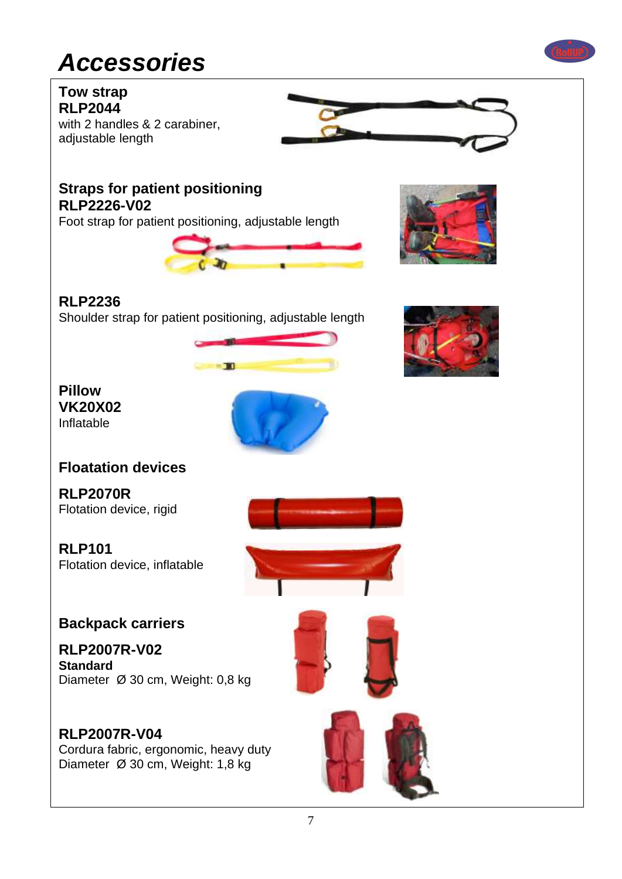# Accessories

**Tow strap**
**RLP2044**
with 2 handles & 2 carabiner, adjustable length

**Straps for patient positioning**
**RLP2226-V02**
Foot strap for patient positioning, adjustable length

**RLP2236**
Shoulder strap for patient positioning, adjustable length

**Pillow**
**VK20X02**
Inflatable

**Floatation devices**

**RLP2070R**
Flotation device, rigid

**RLP101**
Flotation device, inflatable

**Backpack carriers**

**RLP2007R-V02**
**Standard**
Diameter Ø 30 cm, Weight: 0,8 kg

**RLP2007R-V04**
Cordura fabric, ergonomic, heavy duty
Diameter Ø 30 cm, Weight: 1,8 kg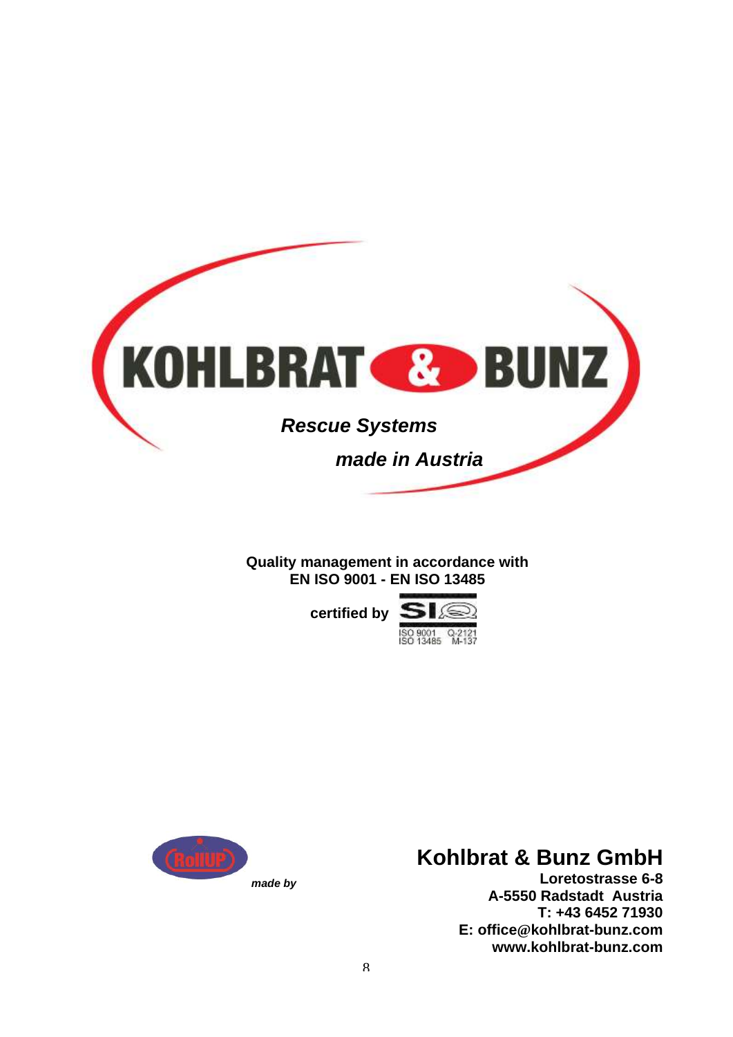KOHLBRAT & BUNZ

*Rescue Systems*

*made in Austria*

**Quality management in accordance with**
**EN ISO 9001 - EN ISO 13485**

**certified by** SIQ

ISO 9001 Q-2121
ISO 13485 M-137

RollUP

***made by***

## Kohlbrat & Bunz GmbH

**Loretostrasse 6-8**
**A-5550 Radstadt Austria**
**T: +43 6452 71930**
**E: office@kohlbrat-bunz.com**
**www.kohlbrat-bunz.com**